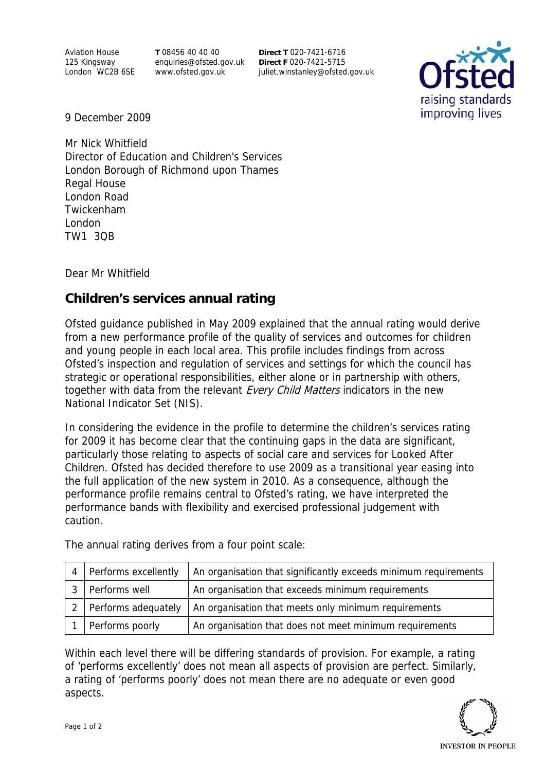Aviation House
125 Kingsway
London WC2B 6SE

**T** 08456 40 40 40
enquiries@ofsted.gov.uk
www.ofsted.gov.uk

**Direct T** 020-7421-6716
**Direct F** 020-7421-5715
juliet.winstanley@ofsted.gov.uk

9 December 2009

Mr Nick Whitfield
Director of Education and Children's Services
London Borough of Richmond upon Thames
Regal House
London Road
Twickenham
London
TW1 3QB

Dear Mr Whitfield

## Children's services annual rating

Ofsted guidance published in May 2009 explained that the annual rating would derive from a new performance profile of the quality of services and outcomes for children and young people in each local area. This profile includes findings from across Ofsted's inspection and regulation of services and settings for which the council has strategic or operational responsibilities, either alone or in partnership with others, together with data from the relevant *Every Child Matters* indicators in the new National Indicator Set (NIS).

In considering the evidence in the profile to determine the children's services rating for 2009 it has become clear that the continuing gaps in the data are significant, particularly those relating to aspects of social care and services for Looked After Children. Ofsted has decided therefore to use 2009 as a transitional year easing into the full application of the new system in 2010. As a consequence, although the performance profile remains central to Ofsted's rating, we have interpreted the performance bands with flexibility and exercised professional judgement with caution.

The annual rating derives from a four point scale:

| | | |
|---|---|---|
| 4 | Performs excellently | An organisation that significantly exceeds minimum requirements |
| 3 | Performs well | An organisation that exceeds minimum requirements |
| 2 | Performs adequately | An organisation that meets only minimum requirements |
| 1 | Performs poorly | An organisation that does not meet minimum requirements |

Within each level there will be differing standards of provision. For example, a rating of 'performs excellently' does not mean all aspects of provision are perfect. Similarly, a rating of 'performs poorly' does not mean there are no adequate or even good aspects.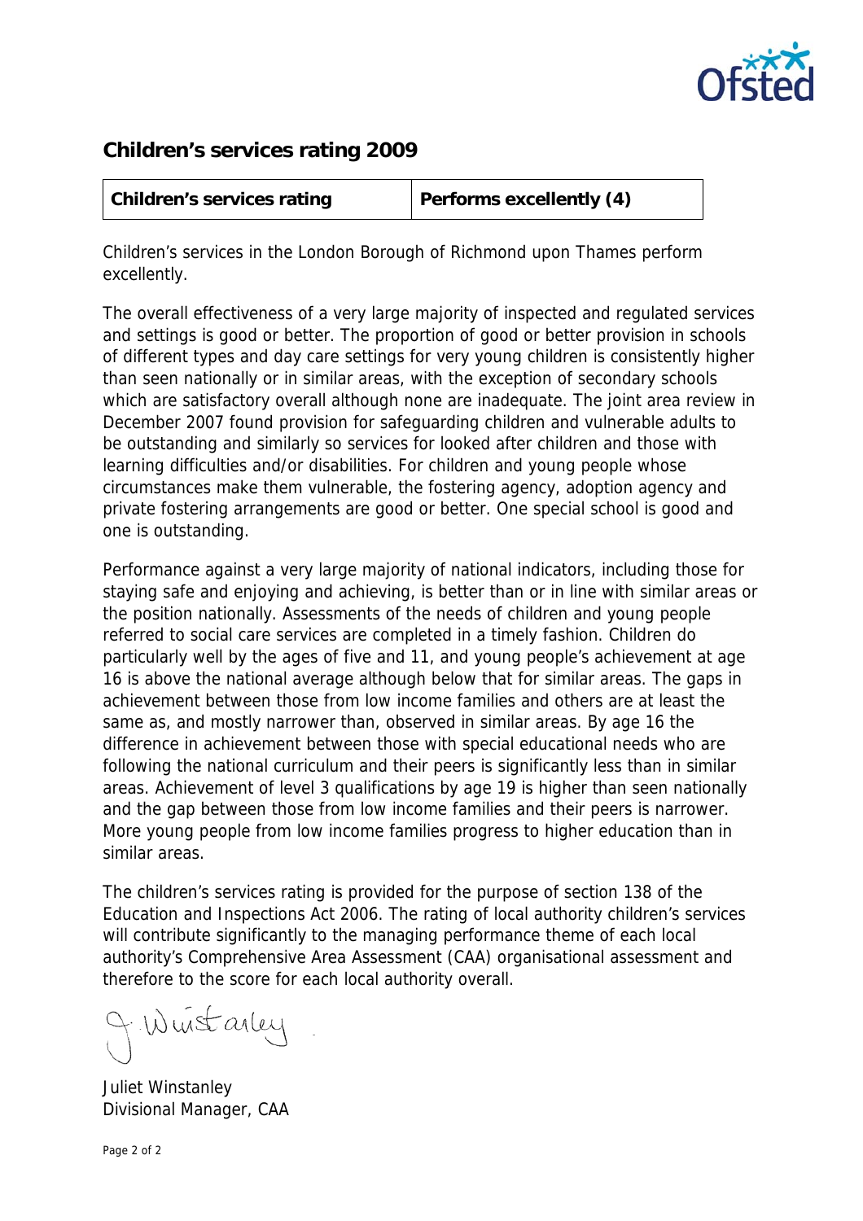## Children's services rating 2009

| | |
|---|---|
| **Children's services rating** | **Performs excellently (4)** |

Children's services in the London Borough of Richmond upon Thames perform excellently.

The overall effectiveness of a very large majority of inspected and regulated services and settings is good or better. The proportion of good or better provision in schools of different types and day care settings for very young children is consistently higher than seen nationally or in similar areas, with the exception of secondary schools which are satisfactory overall although none are inadequate. The joint area review in December 2007 found provision for safeguarding children and vulnerable adults to be outstanding and similarly so services for looked after children and those with learning difficulties and/or disabilities. For children and young people whose circumstances make them vulnerable, the fostering agency, adoption agency and private fostering arrangements are good or better. One special school is good and one is outstanding.

Performance against a very large majority of national indicators, including those for staying safe and enjoying and achieving, is better than or in line with similar areas or the position nationally. Assessments of the needs of children and young people referred to social care services are completed in a timely fashion. Children do particularly well by the ages of five and 11, and young people's achievement at age 16 is above the national average although below that for similar areas. The gaps in achievement between those from low income families and others are at least the same as, and mostly narrower than, observed in similar areas. By age 16 the difference in achievement between those with special educational needs who are following the national curriculum and their peers is significantly less than in similar areas. Achievement of level 3 qualifications by age 19 is higher than seen nationally and the gap between those from low income families and their peers is narrower. More young people from low income families progress to higher education than in similar areas.

The children's services rating is provided for the purpose of section 138 of the Education and Inspections Act 2006. The rating of local authority children's services will contribute significantly to the managing performance theme of each local authority's Comprehensive Area Assessment (CAA) organisational assessment and therefore to the score for each local authority overall.

J. Winstanley

Juliet Winstanley
Divisional Manager, CAA